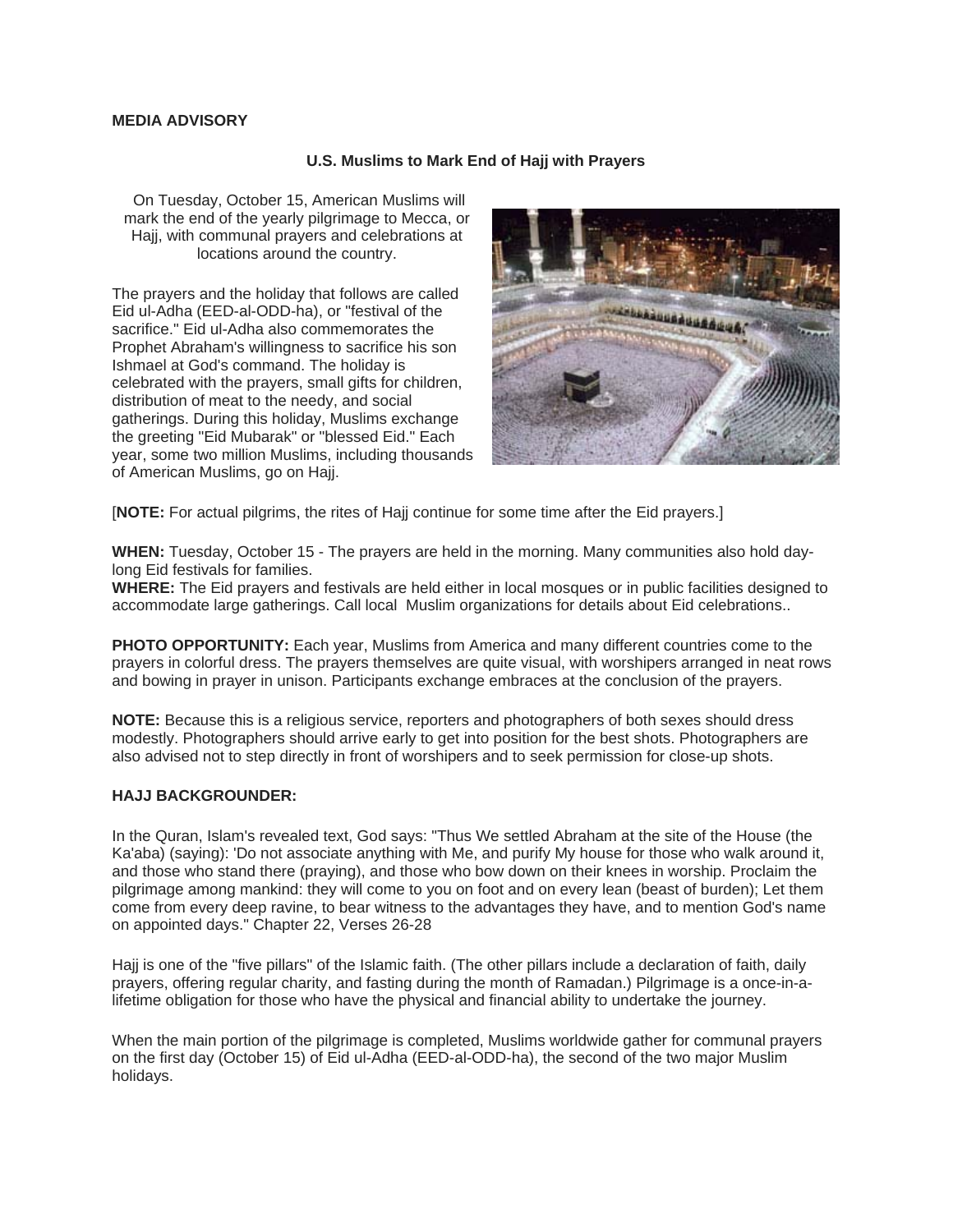**MEDIA ADVISORY**

## U.S. Muslims to Mark End of Hajj with Prayers

On Tuesday, October 15, American Muslims will mark the end of the yearly pilgrimage to Mecca, or Hajj, with communal prayers and celebrations at locations around the country.

The prayers and the holiday that follows are called Eid ul-Adha (EED-al-ODD-ha), or "festival of the sacrifice." Eid ul-Adha also commemorates the Prophet Abraham's willingness to sacrifice his son Ishmael at God's command. The holiday is celebrated with the prayers, small gifts for children, distribution of meat to the needy, and social gatherings. During this holiday, Muslims exchange the greeting "Eid Mubarak" or "blessed Eid." Each year, some two million Muslims, including thousands of American Muslims, go on Hajj.

[**NOTE:** For actual pilgrims, the rites of Hajj continue for some time after the Eid prayers.]

**WHEN:** Tuesday, October 15 - The prayers are held in the morning. Many communities also hold day-long Eid festivals for families.
**WHERE:** The Eid prayers and festivals are held either in local mosques or in public facilities designed to accommodate large gatherings. Call local Muslim organizations for details about Eid celebrations..

**PHOTO OPPORTUNITY:** Each year, Muslims from America and many different countries come to the prayers in colorful dress. The prayers themselves are quite visual, with worshipers arranged in neat rows and bowing in prayer in unison. Participants exchange embraces at the conclusion of the prayers.

**NOTE:** Because this is a religious service, reporters and photographers of both sexes should dress modestly. Photographers should arrive early to get into position for the best shots. Photographers are also advised not to step directly in front of worshipers and to seek permission for close-up shots.

**HAJJ BACKGROUNDER:**

In the Quran, Islam's revealed text, God says: "Thus We settled Abraham at the site of the House (the Ka'aba) (saying): 'Do not associate anything with Me, and purify My house for those who walk around it, and those who stand there (praying), and those who bow down on their knees in worship. Proclaim the pilgrimage among mankind: they will come to you on foot and on every lean (beast of burden); Let them come from every deep ravine, to bear witness to the advantages they have, and to mention God's name on appointed days." Chapter 22, Verses 26-28

Hajj is one of the "five pillars" of the Islamic faith. (The other pillars include a declaration of faith, daily prayers, offering regular charity, and fasting during the month of Ramadan.) Pilgrimage is a once-in-a-lifetime obligation for those who have the physical and financial ability to undertake the journey.

When the main portion of the pilgrimage is completed, Muslims worldwide gather for communal prayers on the first day (October 15) of Eid ul-Adha (EED-al-ODD-ha), the second of the two major Muslim holidays.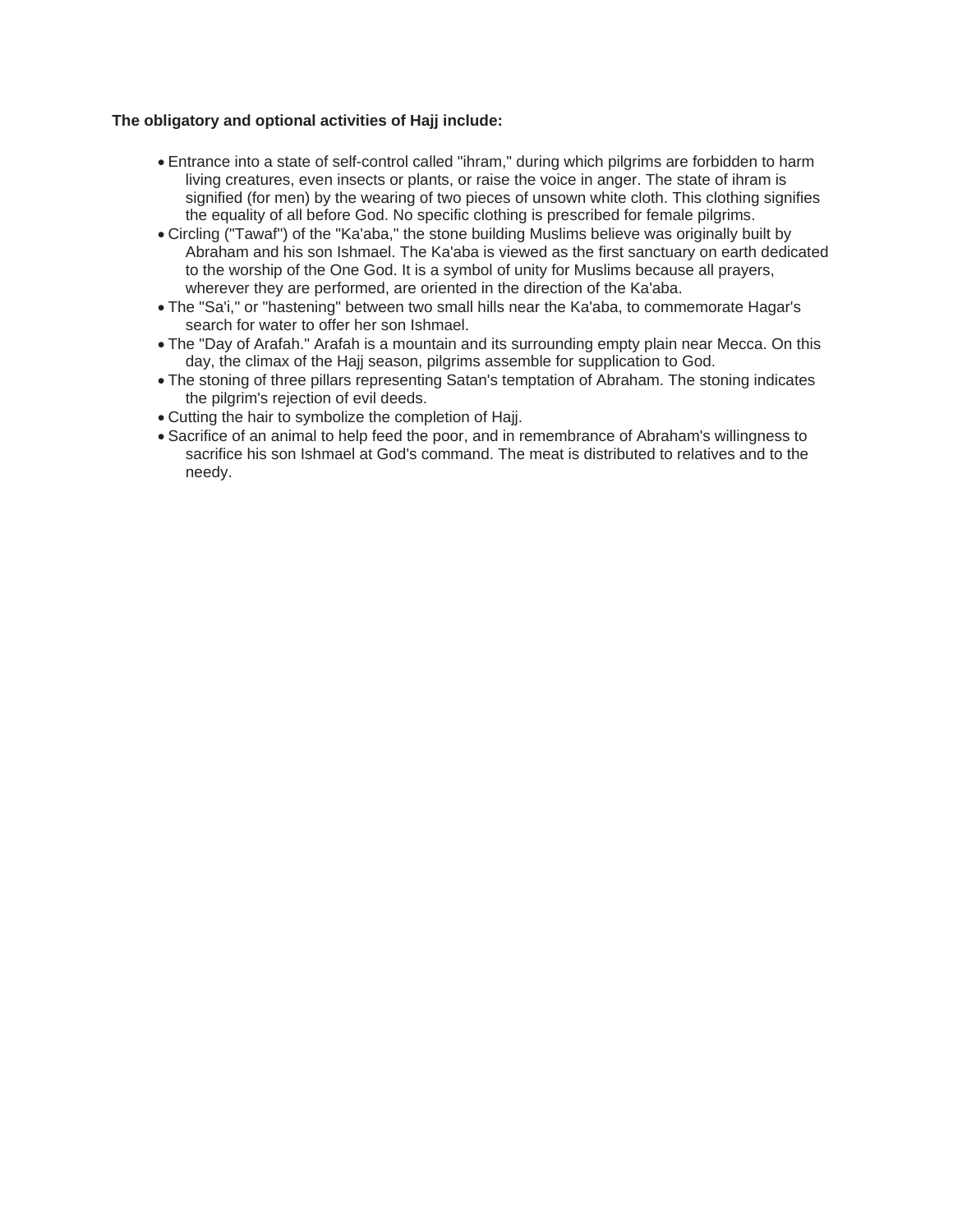**The obligatory and optional activities of Hajj include:**

- Entrance into a state of self-control called "ihram," during which pilgrims are forbidden to harm living creatures, even insects or plants, or raise the voice in anger. The state of ihram is signified (for men) by the wearing of two pieces of unsown white cloth. This clothing signifies the equality of all before God. No specific clothing is prescribed for female pilgrims.
- Circling ("Tawaf") of the "Ka'aba," the stone building Muslims believe was originally built by Abraham and his son Ishmael. The Ka'aba is viewed as the first sanctuary on earth dedicated to the worship of the One God. It is a symbol of unity for Muslims because all prayers, wherever they are performed, are oriented in the direction of the Ka'aba.
- The "Sa'i," or "hastening" between two small hills near the Ka'aba, to commemorate Hagar's search for water to offer her son Ishmael.
- The "Day of Arafah." Arafah is a mountain and its surrounding empty plain near Mecca. On this day, the climax of the Hajj season, pilgrims assemble for supplication to God.
- The stoning of three pillars representing Satan's temptation of Abraham. The stoning indicates the pilgrim's rejection of evil deeds.
- Cutting the hair to symbolize the completion of Hajj.
- Sacrifice of an animal to help feed the poor, and in remembrance of Abraham's willingness to sacrifice his son Ishmael at God's command. The meat is distributed to relatives and to the needy.